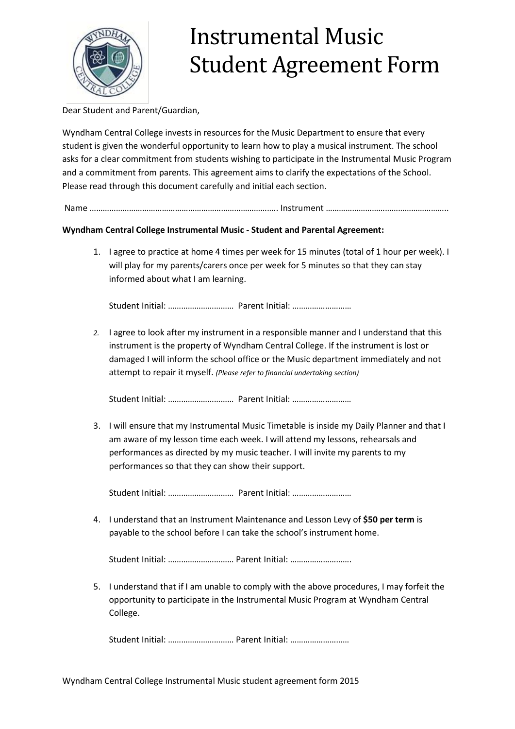# Instrumental Music Student Agreement Form

Dear Student and Parent/Guardian,

Wyndham Central College invests in resources for the Music Department to ensure that every student is given the wonderful opportunity to learn how to play a musical instrument. The school asks for a clear commitment from students wishing to participate in the Instrumental Music Program and a commitment from parents. This agreement aims to clarify the expectations of the School. Please read through this document carefully and initial each section.

Name ………………………………………………………………………….. Instrument ………………………………………………..

**Wyndham Central College Instrumental Music - Student and Parental Agreement:**

1. I agree to practice at home 4 times per week for 15 minutes (total of 1 hour per week). I will play for my parents/carers once per week for 5 minutes so that they can stay informed about what I am learning.

   Student Initial: ………………………… Parent Initial: ………………………

2. I agree to look after my instrument in a responsible manner and I understand that this instrument is the property of Wyndham Central College. If the instrument is lost or damaged I will inform the school office or the Music department immediately and not attempt to repair it myself. *(Please refer to financial undertaking section)*

   Student Initial: ………………………… Parent Initial: ………………………

3. I will ensure that my Instrumental Music Timetable is inside my Daily Planner and that I am aware of my lesson time each week. I will attend my lessons, rehearsals and performances as directed by my music teacher. I will invite my parents to my performances so that they can show their support.

   Student Initial: ………………………… Parent Initial: ………………………

4. I understand that an Instrument Maintenance and Lesson Levy of **$50 per term** is payable to the school before I can take the school's instrument home.

   Student Initial: ………………………… Parent Initial: ……………………….

5. I understand that if I am unable to comply with the above procedures, I may forfeit the opportunity to participate in the Instrumental Music Program at Wyndham Central College.

   Student Initial: ………………………… Parent Initial: ………………………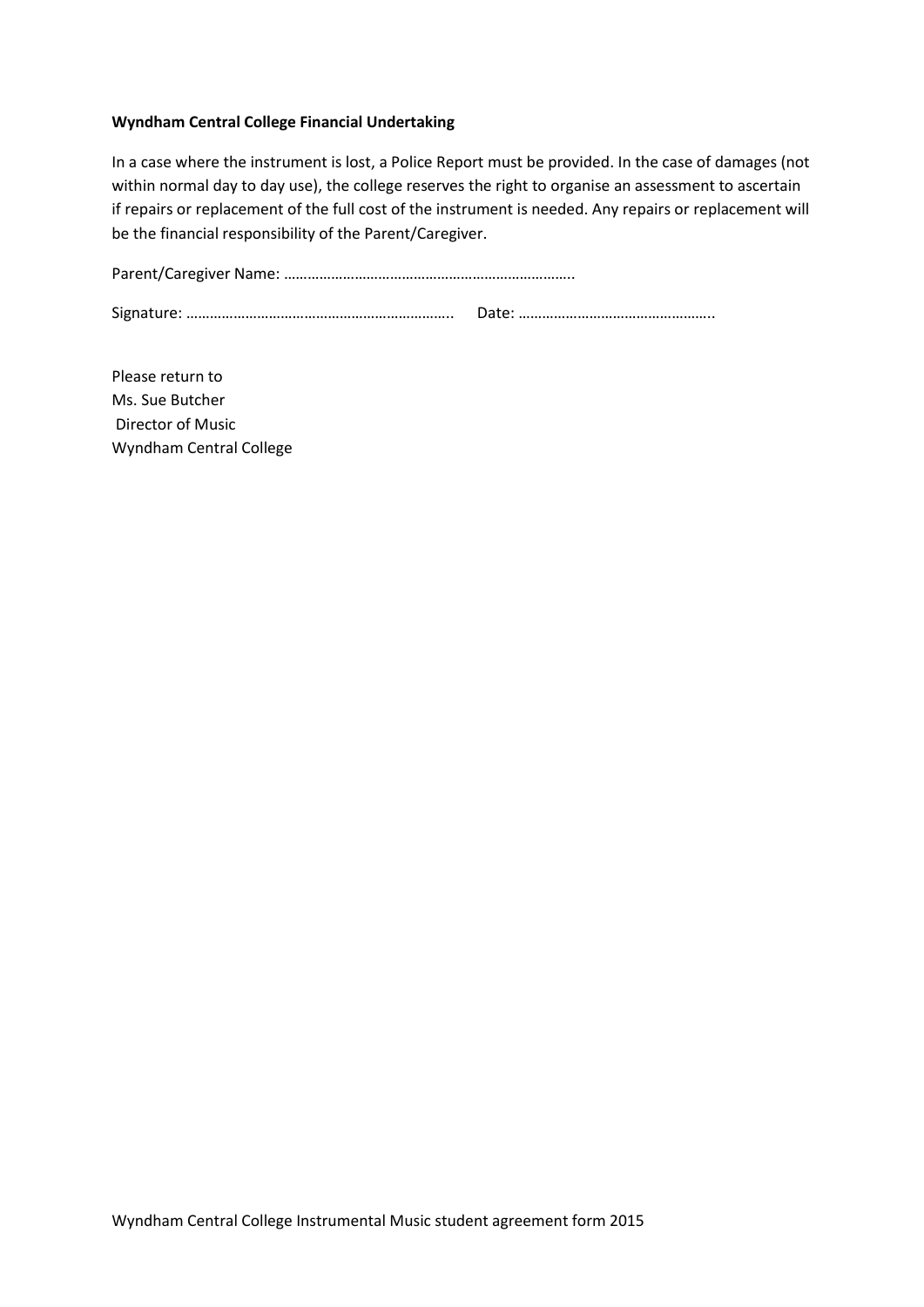**Wyndham Central College Financial Undertaking**

In a case where the instrument is lost, a Police Report must be provided. In the case of damages (not within normal day to day use), the college reserves the right to organise an assessment to ascertain if repairs or replacement of the full cost of the instrument is needed. Any repairs or replacement will be the financial responsibility of the Parent/Caregiver.

Parent/Caregiver Name: …………………………………………………………………..

Signature: ………………………………………………………….. Date: …………………………………………..

Please return to
Ms. Sue Butcher
Director of Music
Wyndham Central College